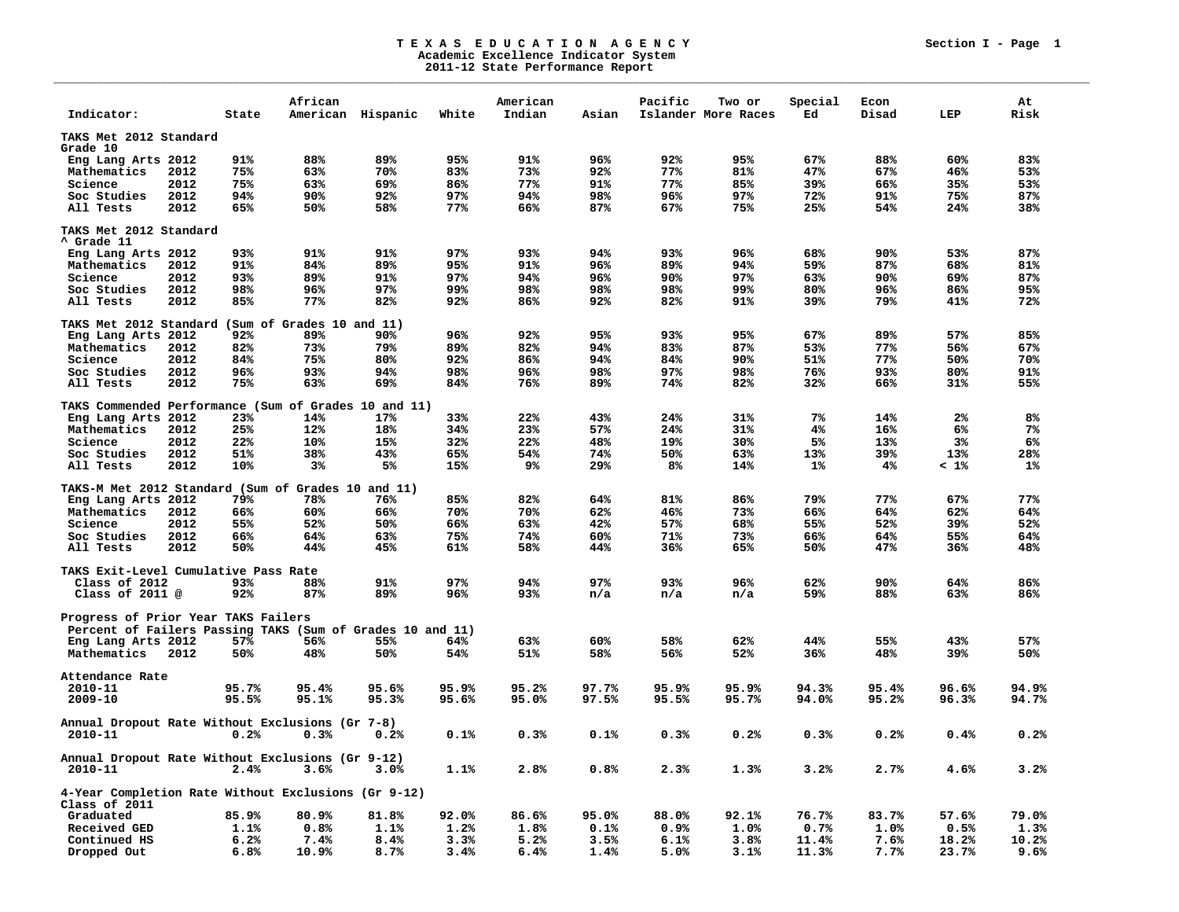**T E X A S   E D U C A T I O N   A G E N C Y**
**Academic Excellence Indicator System**
**2011-12 State Performance Report**

Section I - Page 1

| Indicator: | | State | African American | Hispanic | White | American Indian | Asian | Pacific Islander | Two or More Races | Special Ed | Econ Disad | LEP | At Risk |
|---|---|---|---|---|---|---|---|---|---|---|---|---|---|
| **TAKS Met 2012 Standard** | | | | | | | | | | | | | |
| **Grade 10** | | | | | | | | | | | | | |
| Eng Lang Arts | 2012 | 91% | 88% | 89% | 95% | 91% | 96% | 92% | 95% | 67% | 88% | 60% | 83% |
| Mathematics | 2012 | 75% | 63% | 70% | 83% | 73% | 92% | 77% | 81% | 47% | 67% | 46% | 53% |
| Science | 2012 | 75% | 63% | 69% | 86% | 77% | 91% | 77% | 85% | 39% | 66% | 35% | 53% |
| Soc Studies | 2012 | 94% | 90% | 92% | 97% | 94% | 98% | 96% | 97% | 72% | 91% | 75% | 87% |
| All Tests | 2012 | 65% | 50% | 58% | 77% | 66% | 87% | 67% | 75% | 25% | 54% | 24% | 38% |
| **TAKS Met 2012 Standard** | | | | | | | | | | | | | |
| **^ Grade 11** | | | | | | | | | | | | | |
| Eng Lang Arts | 2012 | 93% | 91% | 91% | 97% | 93% | 94% | 93% | 96% | 68% | 90% | 53% | 87% |
| Mathematics | 2012 | 91% | 84% | 89% | 95% | 91% | 96% | 89% | 94% | 59% | 87% | 68% | 81% |
| Science | 2012 | 93% | 89% | 91% | 97% | 94% | 96% | 90% | 97% | 63% | 90% | 69% | 87% |
| Soc Studies | 2012 | 98% | 96% | 97% | 99% | 98% | 98% | 98% | 99% | 80% | 96% | 86% | 95% |
| All Tests | 2012 | 85% | 77% | 82% | 92% | 86% | 92% | 82% | 91% | 39% | 79% | 41% | 72% |
| **TAKS Met 2012 Standard (Sum of Grades 10 and 11)** | | | | | | | | | | | | | |
| Eng Lang Arts | 2012 | 92% | 89% | 90% | 96% | 92% | 95% | 93% | 95% | 67% | 89% | 57% | 85% |
| Mathematics | 2012 | 82% | 73% | 79% | 89% | 82% | 94% | 83% | 87% | 53% | 77% | 56% | 67% |
| Science | 2012 | 84% | 75% | 80% | 92% | 86% | 94% | 84% | 90% | 51% | 77% | 50% | 70% |
| Soc Studies | 2012 | 96% | 93% | 94% | 98% | 96% | 98% | 97% | 98% | 76% | 93% | 80% | 91% |
| All Tests | 2012 | 75% | 63% | 69% | 84% | 76% | 89% | 74% | 82% | 32% | 66% | 31% | 55% |
| **TAKS Commended Performance (Sum of Grades 10 and 11)** | | | | | | | | | | | | | |
| Eng Lang Arts | 2012 | 23% | 14% | 17% | 33% | 22% | 43% | 24% | 31% | 7% | 14% | 2% | 8% |
| Mathematics | 2012 | 25% | 12% | 18% | 34% | 23% | 57% | 24% | 31% | 4% | 16% | 6% | 7% |
| Science | 2012 | 22% | 10% | 15% | 32% | 22% | 48% | 19% | 30% | 5% | 13% | 3% | 6% |
| Soc Studies | 2012 | 51% | 38% | 43% | 65% | 54% | 74% | 50% | 63% | 13% | 39% | 13% | 28% |
| All Tests | 2012 | 10% | 3% | 5% | 15% | 9% | 29% | 8% | 14% | 1% | 4% | < 1% | 1% |
| **TAKS-M Met 2012 Standard (Sum of Grades 10 and 11)** | | | | | | | | | | | | | |
| Eng Lang Arts | 2012 | 79% | 78% | 76% | 85% | 82% | 64% | 81% | 86% | 79% | 77% | 67% | 77% |
| Mathematics | 2012 | 66% | 60% | 66% | 70% | 70% | 62% | 46% | 73% | 66% | 64% | 62% | 64% |
| Science | 2012 | 55% | 52% | 50% | 66% | 63% | 42% | 57% | 68% | 55% | 52% | 39% | 52% |
| Soc Studies | 2012 | 66% | 64% | 63% | 75% | 74% | 60% | 71% | 73% | 66% | 64% | 55% | 64% |
| All Tests | 2012 | 50% | 44% | 45% | 61% | 58% | 44% | 36% | 65% | 50% | 47% | 36% | 48% |
| **TAKS Exit-Level Cumulative Pass Rate** | | | | | | | | | | | | | |
| Class of 2012 | | 93% | 88% | 91% | 97% | 94% | 97% | 93% | 96% | 62% | 90% | 64% | 86% |
| Class of 2011 @ | | 92% | 87% | 89% | 96% | 93% | n/a | n/a | n/a | 59% | 88% | 63% | 86% |
| **Progress of Prior Year TAKS Failers** | | | | | | | | | | | | | |
| Percent of Failers Passing TAKS (Sum of Grades 10 and 11) | | | | | | | | | | | | | |
| Eng Lang Arts | 2012 | 57% | 56% | 55% | 64% | 63% | 60% | 58% | 62% | 44% | 55% | 43% | 57% |
| Mathematics | 2012 | 50% | 48% | 50% | 54% | 51% | 58% | 56% | 52% | 36% | 48% | 39% | 50% |
| **Attendance Rate** | | | | | | | | | | | | | |
| 2010-11 | | 95.7% | 95.4% | 95.6% | 95.9% | 95.2% | 97.7% | 95.9% | 95.9% | 94.3% | 95.4% | 96.6% | 94.9% |
| 2009-10 | | 95.5% | 95.1% | 95.3% | 95.6% | 95.0% | 97.5% | 95.5% | 95.7% | 94.0% | 95.2% | 96.3% | 94.7% |
| **Annual Dropout Rate Without Exclusions (Gr 7-8)** | | | | | | | | | | | | | |
| 2010-11 | | 0.2% | 0.3% | 0.2% | 0.1% | 0.3% | 0.1% | 0.3% | 0.2% | 0.3% | 0.2% | 0.4% | 0.2% |
| **Annual Dropout Rate Without Exclusions (Gr 9-12)** | | | | | | | | | | | | | |
| 2010-11 | | 2.4% | 3.6% | 3.0% | 1.1% | 2.8% | 0.8% | 2.3% | 1.3% | 3.2% | 2.7% | 4.6% | 3.2% |
| **4-Year Completion Rate Without Exclusions (Gr 9-12)** | | | | | | | | | | | | | |
| **Class of 2011** | | | | | | | | | | | | | |
| Graduated | | 85.9% | 80.9% | 81.8% | 92.0% | 86.6% | 95.0% | 88.0% | 92.1% | 76.7% | 83.7% | 57.6% | 79.0% |
| Received GED | | 1.1% | 0.8% | 1.1% | 1.2% | 1.8% | 0.1% | 0.9% | 1.0% | 0.7% | 1.0% | 0.5% | 1.3% |
| Continued HS | | 6.2% | 7.4% | 8.4% | 3.3% | 5.2% | 3.5% | 6.1% | 3.8% | 11.4% | 7.6% | 18.2% | 10.2% |
| Dropped Out | | 6.8% | 10.9% | 8.7% | 3.4% | 6.4% | 1.4% | 5.0% | 3.1% | 11.3% | 7.7% | 23.7% | 9.6% |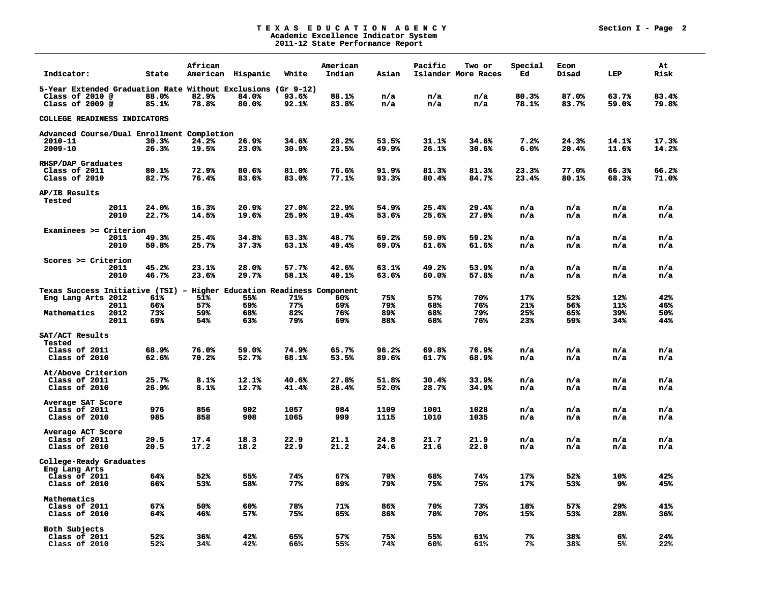# TEXAS EDUCATION AGENCY
## Academic Excellence Indicator System
## 2011-12 State Performance Report

| Indicator: | | State | African American | Hispanic | White | American Indian | Asian | Pacific Islander | Two or More Races | Special Ed | Econ Disad | LEP | At Risk |
|---|---|---|---|---|---|---|---|---|---|---|---|---|---|
| **5-Year Extended Graduation Rate Without Exclusions (Gr 9-12)** | | | | | | | | | | | | | |
| Class of 2010 @ | | 88.0% | 82.9% | 84.0% | 93.6% | 88.1% | n/a | n/a | n/a | 80.3% | 87.0% | 63.7% | 83.4% |
| Class of 2009 @ | | 85.1% | 78.8% | 80.0% | 92.1% | 83.8% | n/a | n/a | n/a | 78.1% | 83.7% | 59.0% | 79.8% |
| **COLLEGE READINESS INDICATORS** | | | | | | | | | | | | | |
| **Advanced Course/Dual Enrollment Completion** | | | | | | | | | | | | | |
| 2010-11 | | 30.3% | 24.2% | 26.9% | 34.6% | 28.2% | 53.5% | 31.1% | 34.6% | 7.2% | 24.3% | 14.1% | 17.3% |
| 2009-10 | | 26.3% | 19.5% | 23.0% | 30.9% | 23.5% | 49.9% | 26.1% | 30.6% | 6.0% | 20.4% | 11.6% | 14.2% |
| **RHSP/DAP Graduates** | | | | | | | | | | | | | |
| Class of 2011 | | 80.1% | 72.9% | 80.6% | 81.0% | 76.6% | 91.9% | 81.3% | 81.3% | 23.3% | 77.0% | 66.3% | 66.2% |
| Class of 2010 | | 82.7% | 76.4% | 83.6% | 83.0% | 77.1% | 93.3% | 80.4% | 84.7% | 23.4% | 80.1% | 68.3% | 71.0% |
| **AP/IB Results** | | | | | | | | | | | | | |
| Tested | 2011 | 24.0% | 16.3% | 20.9% | 27.0% | 22.9% | 54.9% | 25.4% | 29.4% | n/a | n/a | n/a | n/a |
| | 2010 | 22.7% | 14.5% | 19.6% | 25.9% | 19.4% | 53.6% | 25.6% | 27.0% | n/a | n/a | n/a | n/a |
| Examinees >= Criterion | 2011 | 49.3% | 25.4% | 34.8% | 63.3% | 48.7% | 69.2% | 50.0% | 59.2% | n/a | n/a | n/a | n/a |
| | 2010 | 50.8% | 25.7% | 37.3% | 63.1% | 49.4% | 69.0% | 51.6% | 61.6% | n/a | n/a | n/a | n/a |
| Scores >= Criterion | 2011 | 45.2% | 23.1% | 28.0% | 57.7% | 42.6% | 63.1% | 49.2% | 53.9% | n/a | n/a | n/a | n/a |
| | 2010 | 46.7% | 23.6% | 29.7% | 58.1% | 40.1% | 63.6% | 50.0% | 57.8% | n/a | n/a | n/a | n/a |
| **Texas Success Initiative (TSI) – Higher Education Readiness Component** | | | | | | | | | | | | | |
| Eng Lang Arts | 2012 | 61% | 51% | 55% | 71% | 60% | 75% | 57% | 70% | 17% | 52% | 12% | 42% |
| | 2011 | 66% | 57% | 59% | 77% | 69% | 79% | 68% | 76% | 21% | 56% | 11% | 46% |
| Mathematics | 2012 | 73% | 59% | 68% | 82% | 76% | 89% | 68% | 79% | 25% | 65% | 39% | 50% |
| | 2011 | 69% | 54% | 63% | 79% | 69% | 88% | 68% | 76% | 23% | 59% | 34% | 44% |
| **SAT/ACT Results** | | | | | | | | | | | | | |
| Tested | | | | | | | | | | | | | |
| Class of 2011 | | 68.9% | 76.0% | 59.0% | 74.9% | 65.7% | 96.2% | 69.8% | 76.9% | n/a | n/a | n/a | n/a |
| Class of 2010 | | 62.6% | 70.2% | 52.7% | 68.1% | 53.5% | 89.6% | 61.7% | 68.9% | n/a | n/a | n/a | n/a |
| At/Above Criterion | | | | | | | | | | | | | |
| Class of 2011 | | 25.7% | 8.1% | 12.1% | 40.6% | 27.8% | 51.8% | 30.4% | 33.9% | n/a | n/a | n/a | n/a |
| Class of 2010 | | 26.9% | 8.1% | 12.7% | 41.4% | 28.4% | 52.0% | 28.7% | 34.9% | n/a | n/a | n/a | n/a |
| Average SAT Score | | | | | | | | | | | | | |
| Class of 2011 | | 976 | 856 | 902 | 1057 | 984 | 1109 | 1001 | 1028 | n/a | n/a | n/a | n/a |
| Class of 2010 | | 985 | 858 | 908 | 1065 | 999 | 1115 | 1010 | 1035 | n/a | n/a | n/a | n/a |
| Average ACT Score | | | | | | | | | | | | | |
| Class of 2011 | | 20.5 | 17.4 | 18.3 | 22.9 | 21.1 | 24.8 | 21.7 | 21.9 | n/a | n/a | n/a | n/a |
| Class of 2010 | | 20.5 | 17.2 | 18.2 | 22.9 | 21.2 | 24.6 | 21.6 | 22.0 | n/a | n/a | n/a | n/a |
| **College-Ready Graduates** | | | | | | | | | | | | | |
| Eng Lang Arts | | | | | | | | | | | | | |
| Class of 2011 | | 64% | 52% | 55% | 74% | 67% | 79% | 68% | 74% | 17% | 52% | 10% | 42% |
| Class of 2010 | | 66% | 53% | 58% | 77% | 69% | 79% | 75% | 75% | 17% | 53% | 9% | 45% |
| Mathematics | | | | | | | | | | | | | |
| Class of 2011 | | 67% | 50% | 60% | 78% | 71% | 86% | 70% | 73% | 18% | 57% | 29% | 41% |
| Class of 2010 | | 64% | 46% | 57% | 75% | 65% | 86% | 70% | 70% | 15% | 53% | 28% | 36% |
| Both Subjects | | | | | | | | | | | | | |
| Class of 2011 | | 52% | 36% | 42% | 65% | 57% | 75% | 55% | 61% | 7% | 38% | 6% | 24% |
| Class of 2010 | | 52% | 34% | 42% | 66% | 55% | 74% | 60% | 61% | 7% | 38% | 5% | 22% |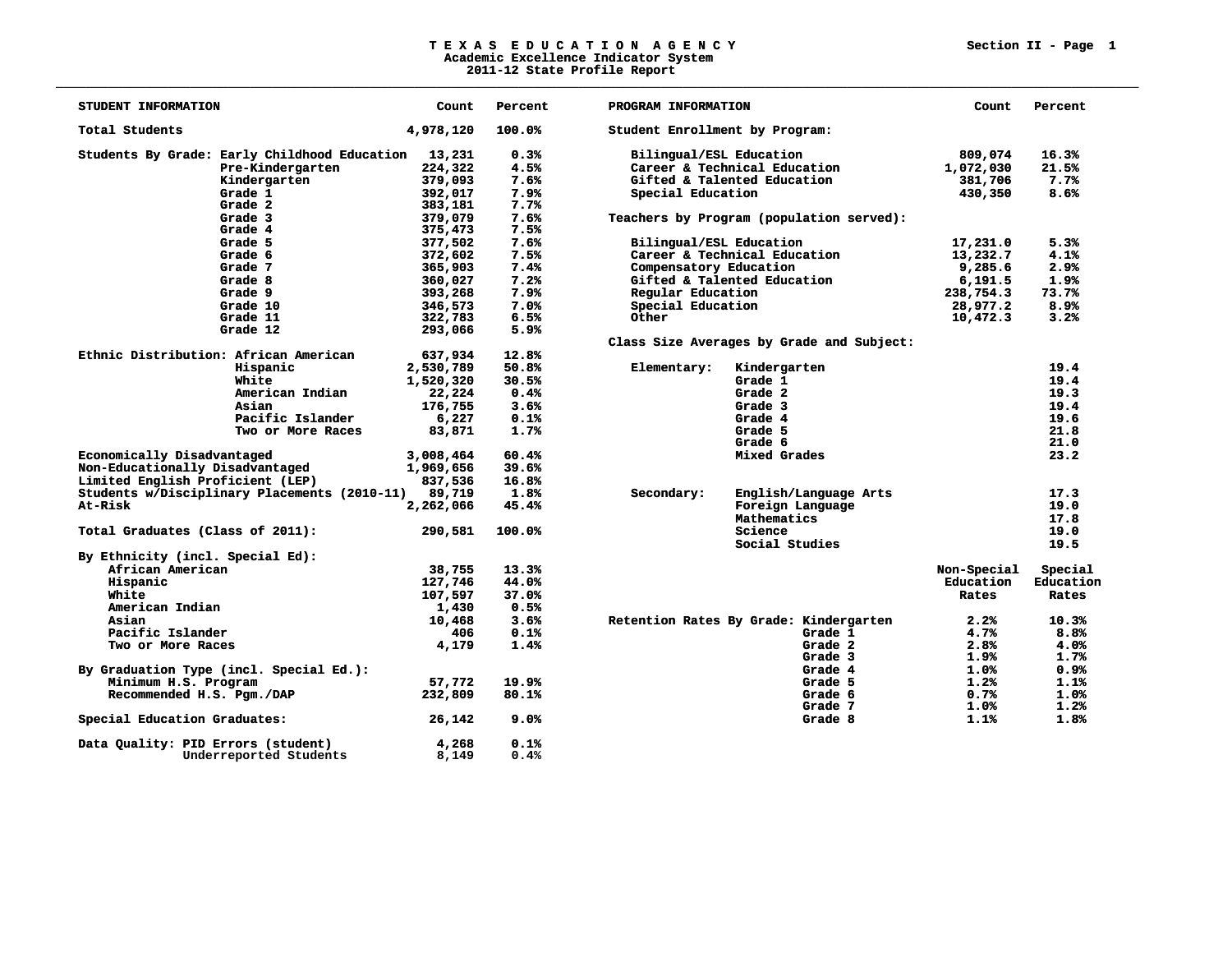# TEXAS EDUCATION AGENCY
## Academic Excellence Indicator System
## 2011-12 State Profile Report

Section II - Page 1

| STUDENT INFORMATION | | Count | Percent |
|---|---|---|---|
| Total Students | | 4,978,120 | 100.0% |
| Students By Grade: | Early Childhood Education | 13,231 | 0.3% |
| | Pre-Kindergarten | 224,322 | 4.5% |
| | Kindergarten | 379,093 | 7.6% |
| | Grade 1 | 392,017 | 7.9% |
| | Grade 2 | 383,181 | 7.7% |
| | Grade 3 | 379,079 | 7.6% |
| | Grade 4 | 375,473 | 7.5% |
| | Grade 5 | 377,502 | 7.6% |
| | Grade 6 | 372,602 | 7.5% |
| | Grade 7 | 365,903 | 7.4% |
| | Grade 8 | 360,027 | 7.2% |
| | Grade 9 | 393,268 | 7.9% |
| | Grade 10 | 346,573 | 7.0% |
| | Grade 11 | 322,783 | 6.5% |
| | Grade 12 | 293,066 | 5.9% |
| Ethnic Distribution: | African American | 637,934 | 12.8% |
| | Hispanic | 2,530,789 | 50.8% |
| | White | 1,520,320 | 30.5% |
| | American Indian | 22,224 | 0.4% |
| | Asian | 176,755 | 3.6% |
| | Pacific Islander | 6,227 | 0.1% |
| | Two or More Races | 83,871 | 1.7% |
| Economically Disadvantaged | | 3,008,464 | 60.4% |
| Non-Educationally Disadvantaged | | 1,969,656 | 39.6% |
| Limited English Proficient (LEP) | | 837,536 | 16.8% |
| Students w/Disciplinary Placements (2010-11) | | 89,719 | 1.8% |
| At-Risk | | 2,262,066 | 45.4% |
| Total Graduates (Class of 2011): | | 290,581 | 100.0% |
| By Ethnicity (incl. Special Ed): | | | |
| | African American | 38,755 | 13.3% |
| | Hispanic | 127,746 | 44.0% |
| | White | 107,597 | 37.0% |
| | American Indian | 1,430 | 0.5% |
| | Asian | 10,468 | 3.6% |
| | Pacific Islander | 406 | 0.1% |
| | Two or More Races | 4,179 | 1.4% |
| By Graduation Type (incl. Special Ed.): | | | |
| | Minimum H.S. Program | 57,772 | 19.9% |
| | Recommended H.S. Pgm./DAP | 232,809 | 80.1% |
| Special Education Graduates: | | 26,142 | 9.0% |
| Data Quality: | PID Errors (student) | 4,268 | 0.1% |
| | Underreported Students | 8,149 | 0.4% |

| PROGRAM INFORMATION | | Count | Percent |
|---|---|---|---|
| Student Enrollment by Program: | | | |
| | Bilingual/ESL Education | 809,074 | 16.3% |
| | Career & Technical Education | 1,072,030 | 21.5% |
| | Gifted & Talented Education | 381,706 | 7.7% |
| | Special Education | 430,350 | 8.6% |
| Teachers by Program (population served): | | | |
| | Bilingual/ESL Education | 17,231.0 | 5.3% |
| | Career & Technical Education | 13,232.7 | 4.1% |
| | Compensatory Education | 9,285.6 | 2.9% |
| | Gifted & Talented Education | 6,191.5 | 1.9% |
| | Regular Education | 238,754.3 | 73.7% |
| | Special Education | 28,977.2 | 8.9% |
| | Other | 10,472.3 | 3.2% |

Class Size Averages by Grade and Subject:

| | | Average |
|---|---|---|
| Elementary: | Kindergarten | 19.4 |
| | Grade 1 | 19.4 |
| | Grade 2 | 19.3 |
| | Grade 3 | 19.4 |
| | Grade 4 | 19.6 |
| | Grade 5 | 21.8 |
| | Grade 6 | 21.0 |
| | Mixed Grades | 23.2 |
| Secondary: | English/Language Arts | 17.3 |
| | Foreign Language | 19.0 |
| | Mathematics | 17.8 |
| | Science | 19.0 |
| | Social Studies | 19.5 |

| | | Non-Special Education Rates | Special Education Rates |
|---|---|---|---|
| Retention Rates By Grade: | Kindergarten | 2.2% | 10.3% |
| | Grade 1 | 4.7% | 8.8% |
| | Grade 2 | 2.8% | 4.0% |
| | Grade 3 | 1.9% | 1.7% |
| | Grade 4 | 1.0% | 0.9% |
| | Grade 5 | 1.2% | 1.1% |
| | Grade 6 | 0.7% | 1.0% |
| | Grade 7 | 1.0% | 1.2% |
| | Grade 8 | 1.1% | 1.8% |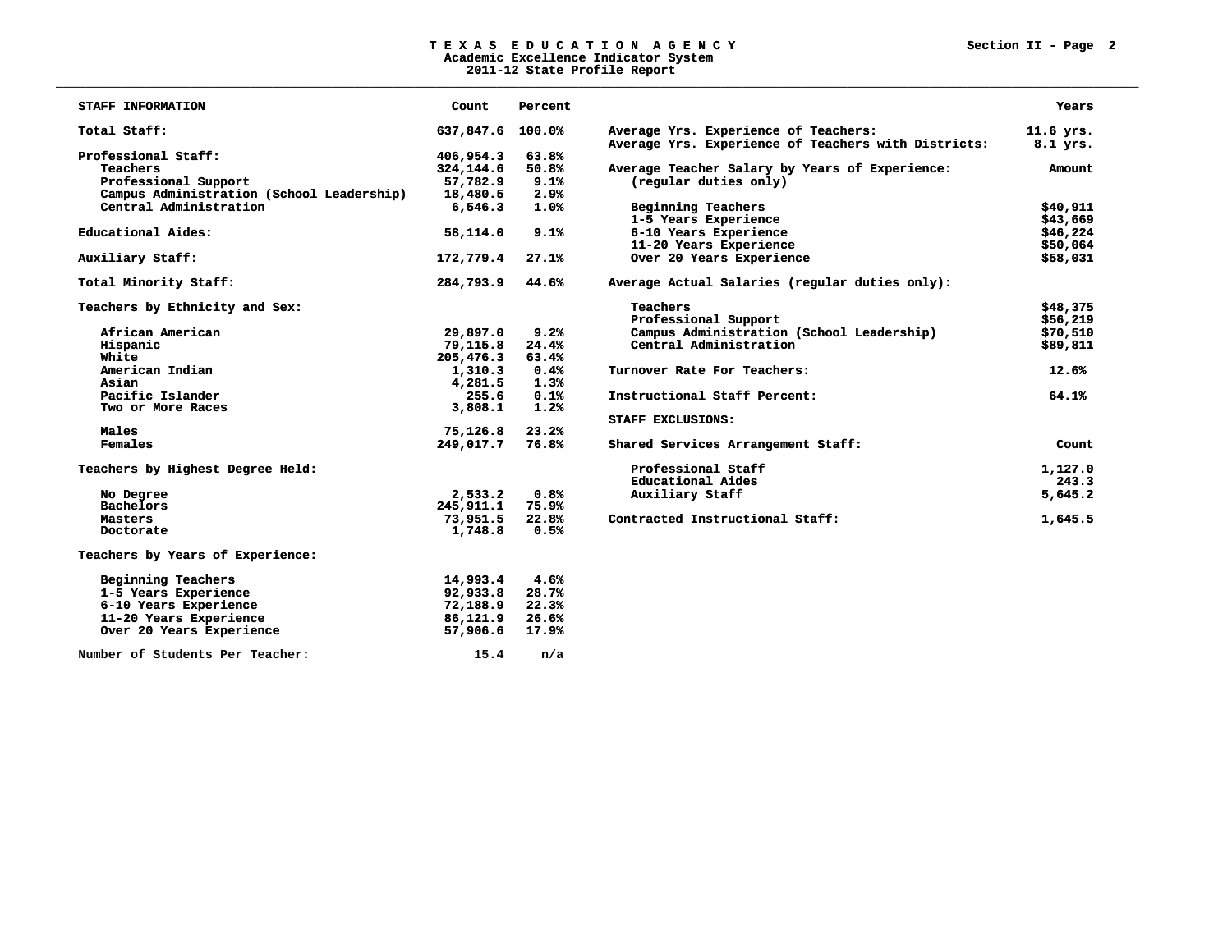# TEXAS EDUCATION AGENCY
## Academic Excellence Indicator System
### 2011-12 State Profile Report

| STAFF INFORMATION | Count | Percent |
|---|---|---|
| **Total Staff:** | 637,847.6 | 100.0% |
| **Professional Staff:** | 406,954.3 | 63.8% |
| Teachers | 324,144.6 | 50.8% |
| Professional Support | 57,782.9 | 9.1% |
| Campus Administration (School Leadership) | 18,480.5 | 2.9% |
| Central Administration | 6,546.3 | 1.0% |
| **Educational Aides:** | 58,114.0 | 9.1% |
| **Auxiliary Staff:** | 172,779.4 | 27.1% |
| **Total Minority Staff:** | 284,793.9 | 44.6% |
| **Teachers by Ethnicity and Sex:** | | |
| African American | 29,897.0 | 9.2% |
| Hispanic | 79,115.8 | 24.4% |
| White | 205,476.3 | 63.4% |
| American Indian | 1,310.3 | 0.4% |
| Asian | 4,281.5 | 1.3% |
| Pacific Islander | 255.6 | 0.1% |
| Two or More Races | 3,808.1 | 1.2% |
| Males | 75,126.8 | 23.2% |
| Females | 249,017.7 | 76.8% |
| **Teachers by Highest Degree Held:** | | |
| No Degree | 2,533.2 | 0.8% |
| Bachelors | 245,911.1 | 75.9% |
| Masters | 73,951.5 | 22.8% |
| Doctorate | 1,748.8 | 0.5% |
| **Teachers by Years of Experience:** | | |
| Beginning Teachers | 14,993.4 | 4.6% |
| 1-5 Years Experience | 92,933.8 | 28.7% |
| 6-10 Years Experience | 72,188.9 | 22.3% |
| 11-20 Years Experience | 86,121.9 | 26.6% |
| Over 20 Years Experience | 57,906.6 | 17.9% |
| **Number of Students Per Teacher:** | 15.4 | n/a |

| | Years |
|---|---|
| **Average Yrs. Experience of Teachers:** | 11.6 yrs. |
| **Average Yrs. Experience of Teachers with Districts:** | 8.1 yrs. |

| **Average Teacher Salary by Years of Experience: (regular duties only)** | Amount |
|---|---|
| Beginning Teachers | $40,911 |
| 1-5 Years Experience | $43,669 |
| 6-10 Years Experience | $46,224 |
| 11-20 Years Experience | $50,064 |
| Over 20 Years Experience | $58,031 |
| **Average Actual Salaries (regular duties only):** | |
| Teachers | $48,375 |
| Professional Support | $56,219 |
| Campus Administration (School Leadership) | $70,510 |
| Central Administration | $89,811 |
| **Turnover Rate For Teachers:** | 12.6% |
| **Instructional Staff Percent:** | 64.1% |

**STAFF EXCLUSIONS:**

| **Shared Services Arrangement Staff:** | Count |
|---|---|
| Professional Staff | 1,127.0 |
| Educational Aides | 243.3 |
| Auxiliary Staff | 5,645.2 |
| **Contracted Instructional Staff:** | 1,645.5 |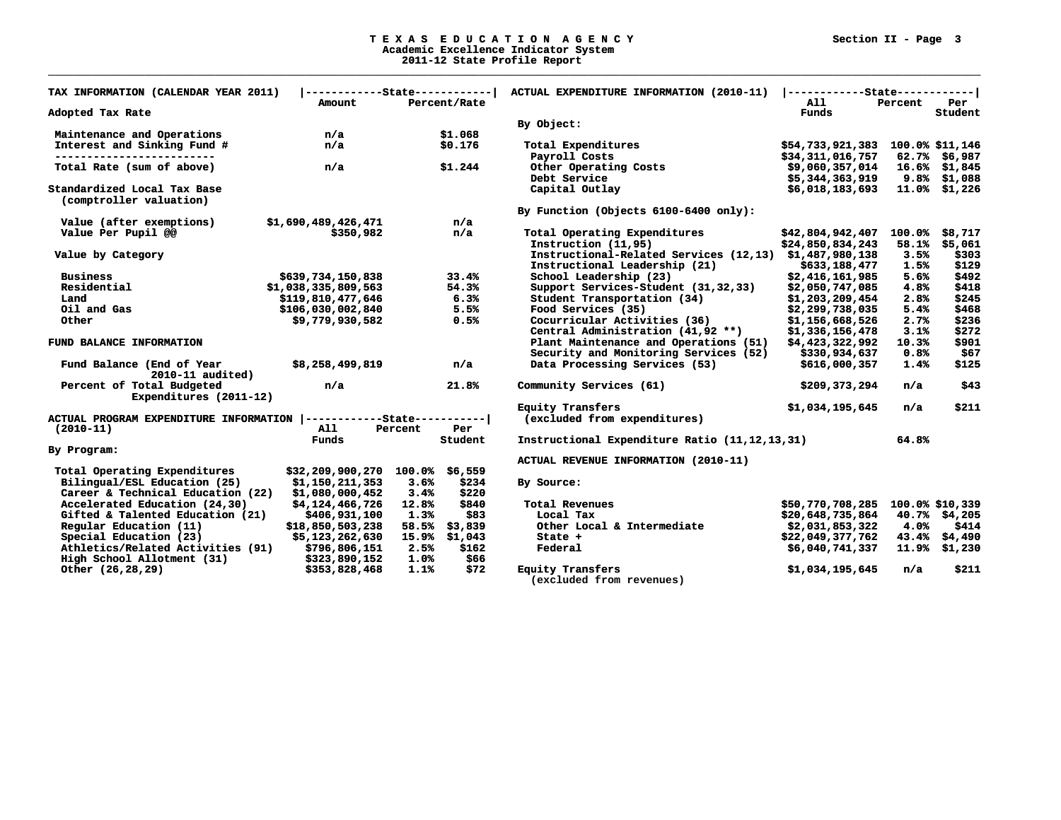# TEXAS EDUCATION AGENCY
## Academic Excellence Indicator System
## 2011-12 State Profile Report

| TAX INFORMATION (CALENDAR YEAR 2011) | State Amount | State Percent/Rate |
|---|---|---|
| **Adopted Tax Rate** | | |
| Maintenance and Operations | n/a | $1.068 |
| Interest and Sinking Fund # | n/a | $0.176 |
| Total Rate (sum of above) | n/a | $1.244 |
| **Standardized Local Tax Base (comptroller valuation)** | | |
| Value (after exemptions) | $1,690,489,426,471 | n/a |
| Value Per Pupil @@ | $350,982 | n/a |
| **Value by Category** | | |
| Business | $639,734,150,838 | 33.4% |
| Residential | $1,038,335,809,563 | 54.3% |
| Land | $119,810,477,646 | 6.3% |
| Oil and Gas | $106,030,002,840 | 5.5% |
| Other | $9,779,930,582 | 0.5% |
| **FUND BALANCE INFORMATION** | | |
| Fund Balance (End of Year 2010-11 audited) | $8,258,499,819 | n/a |
| Percent of Total Budgeted Expenditures (2011-12) | n/a | 21.8% |

| ACTUAL PROGRAM EXPENDITURE INFORMATION (2010-11) | State All Funds | State Percent | State Per Student |
|---|---|---|---|
| **By Program:** | | | |
| Total Operating Expenditures | $32,209,900,270 | 100.0% | $6,559 |
| Bilingual/ESL Education (25) | $1,150,211,353 | 3.6% | $234 |
| Career & Technical Education (22) | $1,080,000,452 | 3.4% | $220 |
| Accelerated Education (24,30) | $4,124,466,726 | 12.8% | $840 |
| Gifted & Talented Education (21) | $406,931,100 | 1.3% | $83 |
| Regular Education (11) | $18,850,503,238 | 58.5% | $3,839 |
| Special Education (23) | $5,123,262,630 | 15.9% | $1,043 |
| Athletics/Related Activities (91) | $796,806,151 | 2.5% | $162 |
| High School Allotment (31) | $323,890,152 | 1.0% | $66 |
| Other (26,28,29) | $353,828,468 | 1.1% | $72 |

| ACTUAL EXPENDITURE INFORMATION (2010-11) | State All Funds | State Percent | State Per Student |
|---|---|---|---|
| **By Object:** | | | |
| Total Expenditures | $54,733,921,383 | 100.0% | $11,146 |
| Payroll Costs | $34,311,016,757 | 62.7% | $6,987 |
| Other Operating Costs | $9,060,357,014 | 16.6% | $1,845 |
| Debt Service | $5,344,363,919 | 9.8% | $1,088 |
| Capital Outlay | $6,018,183,693 | 11.0% | $1,226 |
| **By Function (Objects 6100-6400 only):** | | | |
| Total Operating Expenditures | $42,804,942,407 | 100.0% | $8,717 |
| Instruction (11,95) | $24,850,834,243 | 58.1% | $5,061 |
| Instructional-Related Services (12,13) | $1,487,980,138 | 3.5% | $303 |
| Instructional Leadership (21) | $633,188,477 | 1.5% | $129 |
| School Leadership (23) | $2,416,161,985 | 5.6% | $492 |
| Support Services-Student (31,32,33) | $2,050,747,085 | 4.8% | $418 |
| Student Transportation (34) | $1,203,209,454 | 2.8% | $245 |
| Food Services (35) | $2,299,738,035 | 5.4% | $468 |
| Cocurricular Activities (36) | $1,156,668,526 | 2.7% | $236 |
| Central Administration (41,92 **) | $1,336,156,478 | 3.1% | $272 |
| Plant Maintenance and Operations (51) | $4,423,322,992 | 10.3% | $901 |
| Security and Monitoring Services (52) | $330,934,637 | 0.8% | $67 |
| Data Processing Services (53) | $616,000,357 | 1.4% | $125 |
| Community Services (61) | $209,373,294 | n/a | $43 |
| Equity Transfers (excluded from expenditures) | $1,034,195,645 | n/a | $211 |
| Instructional Expenditure Ratio (11,12,13,31) | | 64.8% | |

| ACTUAL REVENUE INFORMATION (2010-11) | State All Funds | State Percent | State Per Student |
|---|---|---|---|
| **By Source:** | | | |
| Total Revenues | $50,770,708,285 | 100.0% | $10,339 |
| Local Tax | $20,648,735,864 | 40.7% | $4,205 |
| Other Local & Intermediate | $2,031,853,322 | 4.0% | $414 |
| State + | $22,049,377,762 | 43.4% | $4,490 |
| Federal | $6,040,741,337 | 11.9% | $1,230 |
| Equity Transfers (excluded from revenues) | $1,034,195,645 | n/a | $211 |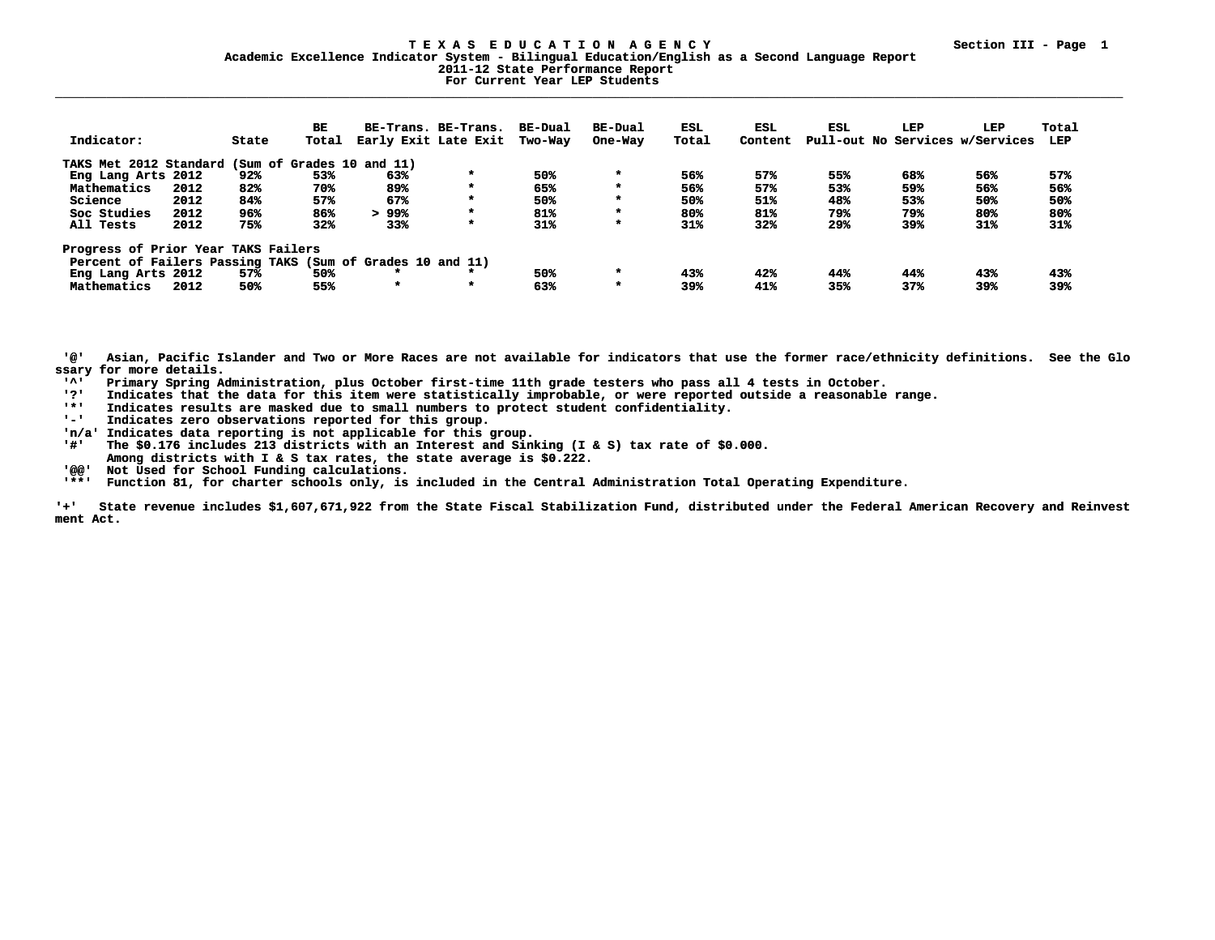# TEXAS EDUCATION AGENCY

**Academic Excellence Indicator System - Bilingual Education/English as a Second Language Report**
**2011-12 State Performance Report**
**For Current Year LEP Students**

| Indicator: | | State | BE Total | BE-Trans. Early Exit | BE-Trans. Late Exit | BE-Dual Two-Way | BE-Dual One-Way | ESL Total | ESL Content | ESL Pull-out | LEP No Services | LEP w/Services | Total LEP |
|---|---|---|---|---|---|---|---|---|---|---|---|---|---|
| **TAKS Met 2012 Standard (Sum of Grades 10 and 11)** | | | | | | | | | | | | | |
| Eng Lang Arts | 2012 | 92% | 53% | 63% | * | 50% | * | 56% | 57% | 55% | 68% | 56% | 57% |
| Mathematics | 2012 | 82% | 70% | 89% | * | 65% | * | 56% | 57% | 53% | 59% | 56% | 56% |
| Science | 2012 | 84% | 57% | 67% | * | 50% | * | 50% | 51% | 48% | 53% | 50% | 50% |
| Soc Studies | 2012 | 96% | 86% | > 99% | * | 81% | * | 80% | 81% | 79% | 79% | 80% | 80% |
| All Tests | 2012 | 75% | 32% | 33% | * | 31% | * | 31% | 32% | 29% | 39% | 31% | 31% |
| **Progress of Prior Year TAKS Failers** | | | | | | | | | | | | | |
| Percent of Failers Passing TAKS (Sum of Grades 10 and 11) | | | | | | | | | | | | | |
| Eng Lang Arts | 2012 | 57% | 50% | * | * | 50% | * | 43% | 42% | 44% | 44% | 43% | 43% |
| Mathematics | 2012 | 50% | 55% | * | * | 63% | * | 39% | 41% | 35% | 37% | 39% | 39% |

'@' Asian, Pacific Islander and Two or More Races are not available for indicators that use the former race/ethnicity definitions. See the Glossary for more details.
'^' Primary Spring Administration, plus October first-time 11th grade testers who pass all 4 tests in October.
'?' Indicates that the data for this item were statistically improbable, or were reported outside a reasonable range.
'*' Indicates results are masked due to small numbers to protect student confidentiality.
'-' Indicates zero observations reported for this group.
'n/a' Indicates data reporting is not applicable for this group.
'#' The $0.176 includes 213 districts with an Interest and Sinking (I & S) tax rate of $0.000.
Among districts with I & S tax rates, the state average is $0.222.
'@@' Not Used for School Funding calculations.
'**' Function 81, for charter schools only, is included in the Central Administration Total Operating Expenditure.

'+' State revenue includes $1,607,671,922 from the State Fiscal Stabilization Fund, distributed under the Federal American Recovery and Reinvestment Act.